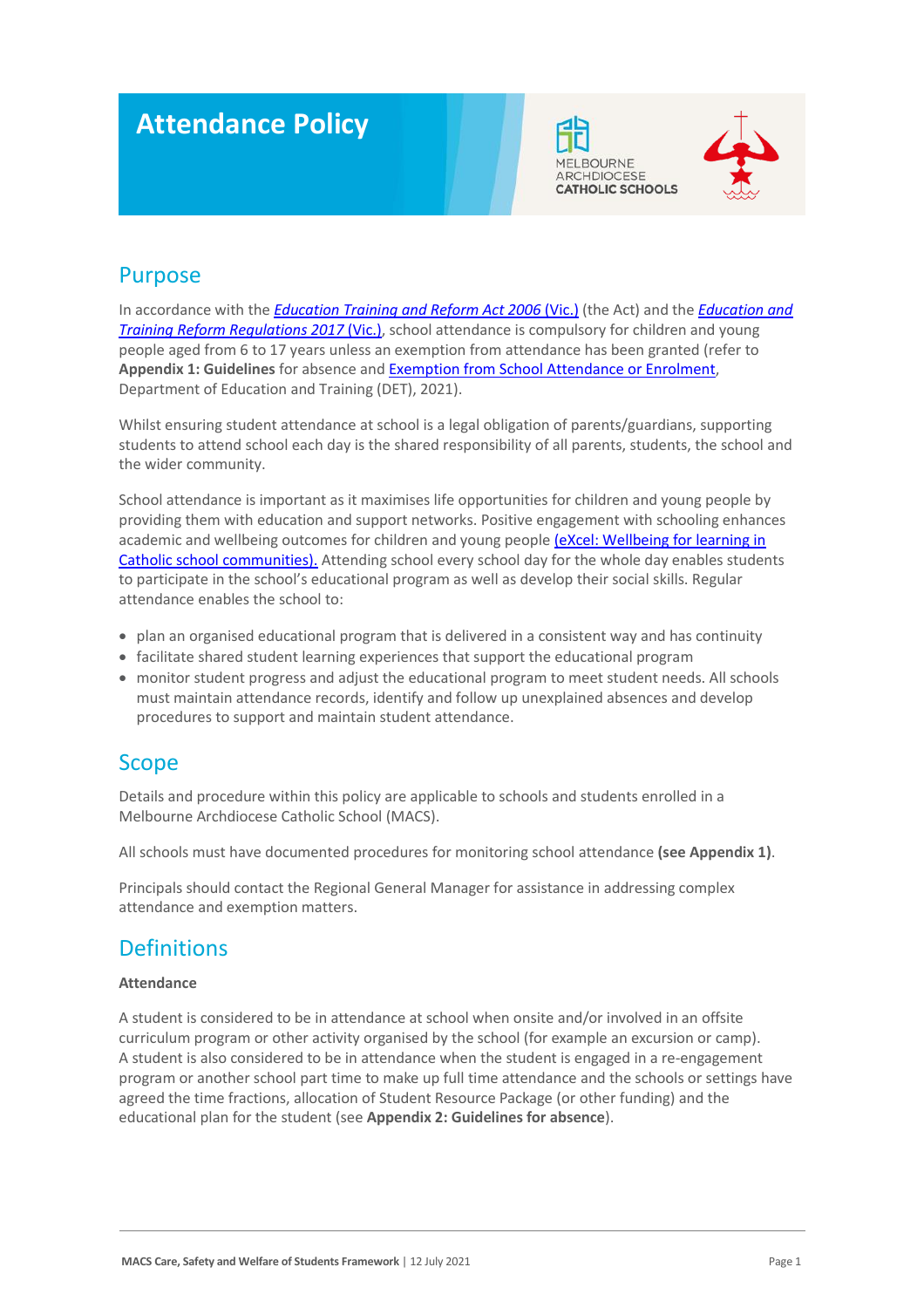# Attendance Policy

MELBOURNE ARCHDIOCESE CATHOLIC SCHOOLS

## Purpose

In accordance with the *Education Training and Reform Act 2006* (Vic.) (the Act) and the *Education and Training Reform Regulations 2017* (Vic.), school attendance is compulsory for children and young people aged from 6 to 17 years unless an exemption from attendance has been granted (refer to **Appendix 1: Guidelines** for absence and Exemption from School Attendance or Enrolment, Department of Education and Training (DET), 2021).

Whilst ensuring student attendance at school is a legal obligation of parents/guardians, supporting students to attend school each day is the shared responsibility of all parents, students, the school and the wider community.

School attendance is important as it maximises life opportunities for children and young people by providing them with education and support networks. Positive engagement with schooling enhances academic and wellbeing outcomes for children and young people (eXcel: Wellbeing for learning in Catholic school communities). Attending school every school day for the whole day enables students to participate in the school's educational program as well as develop their social skills. Regular attendance enables the school to:

- plan an organised educational program that is delivered in a consistent way and has continuity
- facilitate shared student learning experiences that support the educational program
- monitor student progress and adjust the educational program to meet student needs. All schools must maintain attendance records, identify and follow up unexplained absences and develop procedures to support and maintain student attendance.

## Scope

Details and procedure within this policy are applicable to schools and students enrolled in a Melbourne Archdiocese Catholic School (MACS).

All schools must have documented procedures for monitoring school attendance **(see Appendix 1)**.

Principals should contact the Regional General Manager for assistance in addressing complex attendance and exemption matters.

## Definitions

### Attendance

A student is considered to be in attendance at school when onsite and/or involved in an offsite curriculum program or other activity organised by the school (for example an excursion or camp). A student is also considered to be in attendance when the student is engaged in a re-engagement program or another school part time to make up full time attendance and the schools or settings have agreed the time fractions, allocation of Student Resource Package (or other funding) and the educational plan for the student (see **Appendix 2: Guidelines for absence**).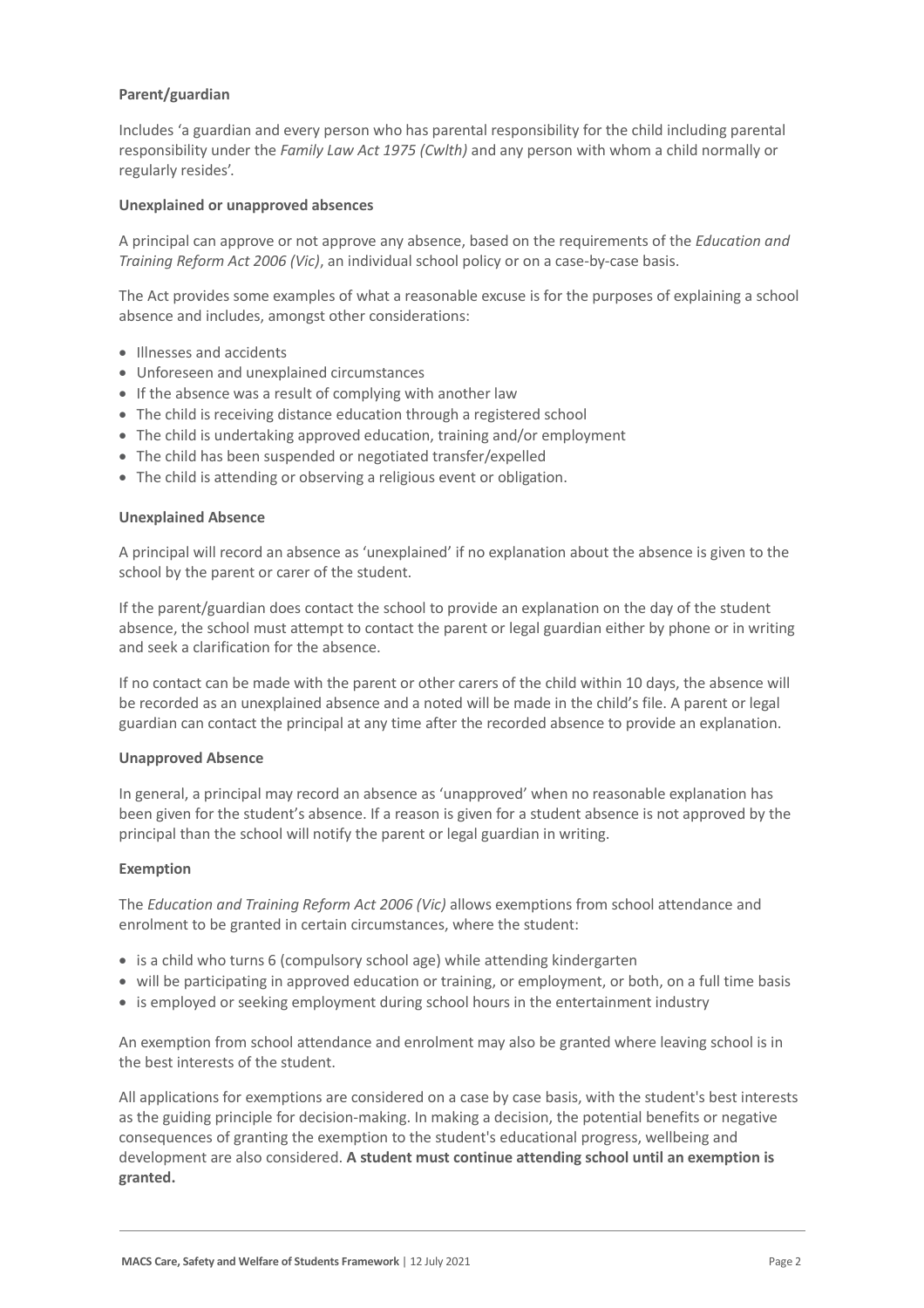**Parent/guardian**

Includes 'a guardian and every person who has parental responsibility for the child including parental responsibility under the *Family Law Act 1975 (Cwlth)* and any person with whom a child normally or regularly resides'.

**Unexplained or unapproved absences**

A principal can approve or not approve any absence, based on the requirements of the *Education and Training Reform Act 2006 (Vic)*, an individual school policy or on a case-by-case basis.

The Act provides some examples of what a reasonable excuse is for the purposes of explaining a school absence and includes, amongst other considerations:

- Illnesses and accidents
- Unforeseen and unexplained circumstances
- If the absence was a result of complying with another law
- The child is receiving distance education through a registered school
- The child is undertaking approved education, training and/or employment
- The child has been suspended or negotiated transfer/expelled
- The child is attending or observing a religious event or obligation.

**Unexplained Absence**

A principal will record an absence as 'unexplained' if no explanation about the absence is given to the school by the parent or carer of the student.

If the parent/guardian does contact the school to provide an explanation on the day of the student absence, the school must attempt to contact the parent or legal guardian either by phone or in writing and seek a clarification for the absence.

If no contact can be made with the parent or other carers of the child within 10 days, the absence will be recorded as an unexplained absence and a noted will be made in the child's file. A parent or legal guardian can contact the principal at any time after the recorded absence to provide an explanation.

**Unapproved Absence**

In general, a principal may record an absence as 'unapproved' when no reasonable explanation has been given for the student's absence. If a reason is given for a student absence is not approved by the principal than the school will notify the parent or legal guardian in writing.

**Exemption**

The *Education and Training Reform Act 2006 (Vic)* allows exemptions from school attendance and enrolment to be granted in certain circumstances, where the student:

- is a child who turns 6 (compulsory school age) while attending kindergarten
- will be participating in approved education or training, or employment, or both, on a full time basis
- is employed or seeking employment during school hours in the entertainment industry

An exemption from school attendance and enrolment may also be granted where leaving school is in the best interests of the student.

All applications for exemptions are considered on a case by case basis, with the student's best interests as the guiding principle for decision-making. In making a decision, the potential benefits or negative consequences of granting the exemption to the student's educational progress, wellbeing and development are also considered. **A student must continue attending school until an exemption is granted.**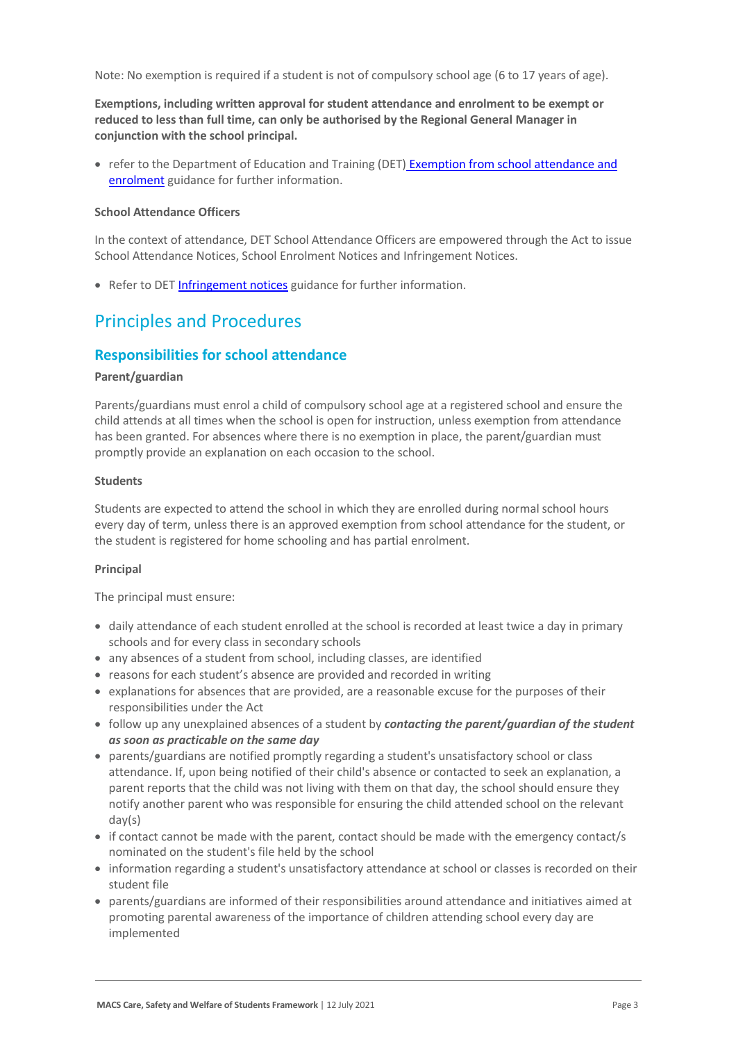Note: No exemption is required if a student is not of compulsory school age (6 to 17 years of age).

**Exemptions, including written approval for student attendance and enrolment to be exempt or reduced to less than full time, can only be authorised by the Regional General Manager in conjunction with the school principal.**

- refer to the Department of Education and Training (DET) Exemption from school attendance and enrolment guidance for further information.

**School Attendance Officers**

In the context of attendance, DET School Attendance Officers are empowered through the Act to issue School Attendance Notices, School Enrolment Notices and Infringement Notices.

- Refer to DET Infringement notices guidance for further information.

# Principles and Procedures

## Responsibilities for school attendance

**Parent/guardian**

Parents/guardians must enrol a child of compulsory school age at a registered school and ensure the child attends at all times when the school is open for instruction, unless exemption from attendance has been granted. For absences where there is no exemption in place, the parent/guardian must promptly provide an explanation on each occasion to the school.

**Students**

Students are expected to attend the school in which they are enrolled during normal school hours every day of term, unless there is an approved exemption from school attendance for the student, or the student is registered for home schooling and has partial enrolment.

**Principal**

The principal must ensure:

- daily attendance of each student enrolled at the school is recorded at least twice a day in primary schools and for every class in secondary schools
- any absences of a student from school, including classes, are identified
- reasons for each student's absence are provided and recorded in writing
- explanations for absences that are provided, are a reasonable excuse for the purposes of their responsibilities under the Act
- follow up any unexplained absences of a student by ***contacting the parent/guardian of the student as soon as practicable on the same day***
- parents/guardians are notified promptly regarding a student's unsatisfactory school or class attendance. If, upon being notified of their child's absence or contacted to seek an explanation, a parent reports that the child was not living with them on that day, the school should ensure they notify another parent who was responsible for ensuring the child attended school on the relevant day(s)
- if contact cannot be made with the parent, contact should be made with the emergency contact/s nominated on the student's file held by the school
- information regarding a student's unsatisfactory attendance at school or classes is recorded on their student file
- parents/guardians are informed of their responsibilities around attendance and initiatives aimed at promoting parental awareness of the importance of children attending school every day are implemented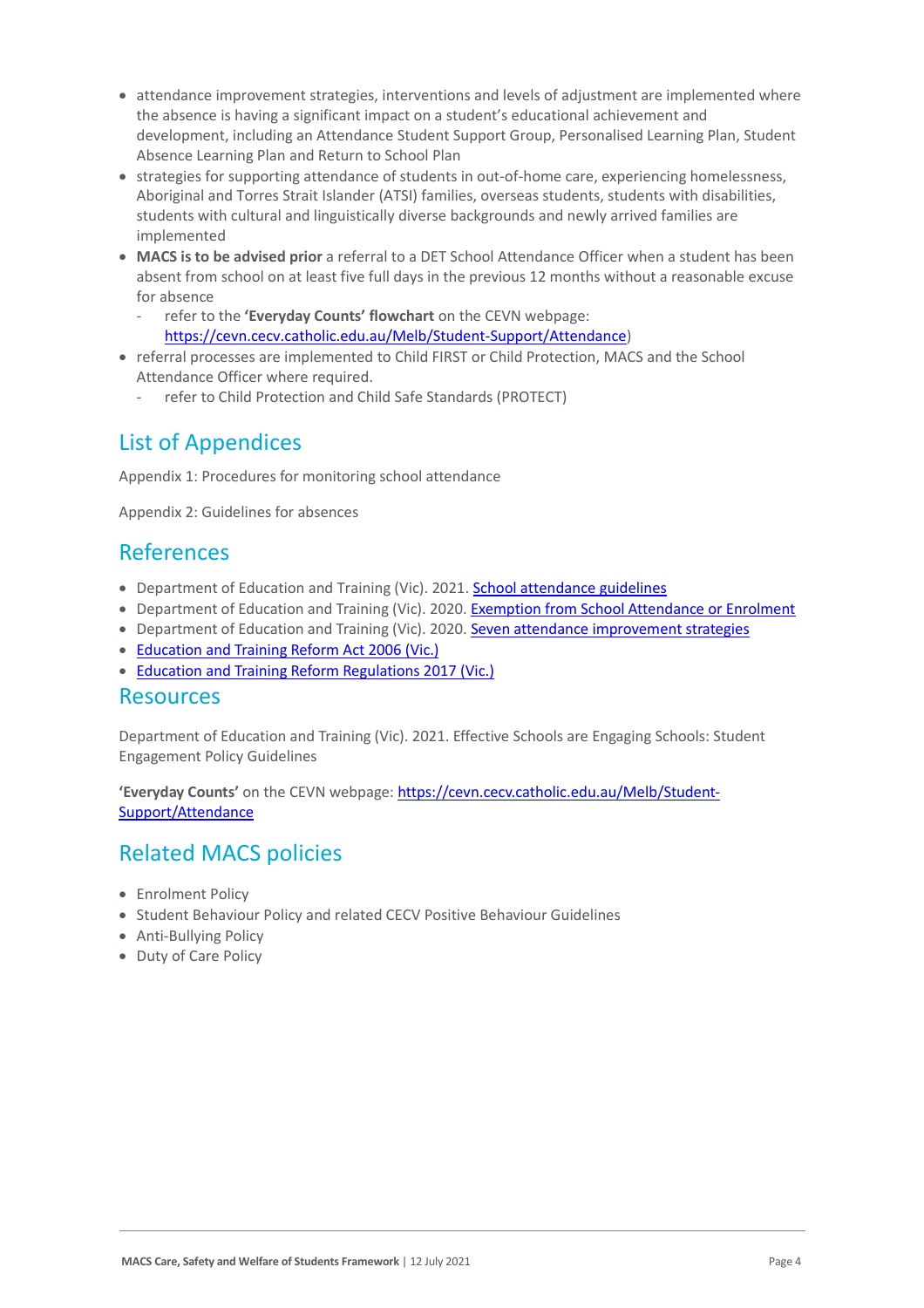- attendance improvement strategies, interventions and levels of adjustment are implemented where the absence is having a significant impact on a student's educational achievement and development, including an Attendance Student Support Group, Personalised Learning Plan, Student Absence Learning Plan and Return to School Plan
- strategies for supporting attendance of students in out-of-home care, experiencing homelessness, Aboriginal and Torres Strait Islander (ATSI) families, overseas students, students with disabilities, students with cultural and linguistically diverse backgrounds and newly arrived families are implemented
- **MACS is to be advised prior** a referral to a DET School Attendance Officer when a student has been absent from school on at least five full days in the previous 12 months without a reasonable excuse for absence
  - refer to the **'Everyday Counts' flowchart** on the CEVN webpage: [https://cevn.cecv.catholic.edu.au/Melb/Student-Support/Attendance](https://cevn.cecv.catholic.edu.au/Melb/Student-Support/Attendance))
- referral processes are implemented to Child FIRST or Child Protection, MACS and the School Attendance Officer where required.
  - refer to Child Protection and Child Safe Standards (PROTECT)

## List of Appendices

Appendix 1: Procedures for monitoring school attendance

Appendix 2: Guidelines for absences

## References

- Department of Education and Training (Vic). 2021. School attendance guidelines
- Department of Education and Training (Vic). 2020. Exemption from School Attendance or Enrolment
- Department of Education and Training (Vic). 2020. Seven attendance improvement strategies
- Education and Training Reform Act 2006 (Vic.)
- Education and Training Reform Regulations 2017 (Vic.)

## Resources

Department of Education and Training (Vic). 2021. Effective Schools are Engaging Schools: Student Engagement Policy Guidelines

**'Everyday Counts'** on the CEVN webpage: [https://cevn.cecv.catholic.edu.au/Melb/Student-Support/Attendance](https://cevn.cecv.catholic.edu.au/Melb/Student-Support/Attendance)

## Related MACS policies

- Enrolment Policy
- Student Behaviour Policy and related CECV Positive Behaviour Guidelines
- Anti-Bullying Policy
- Duty of Care Policy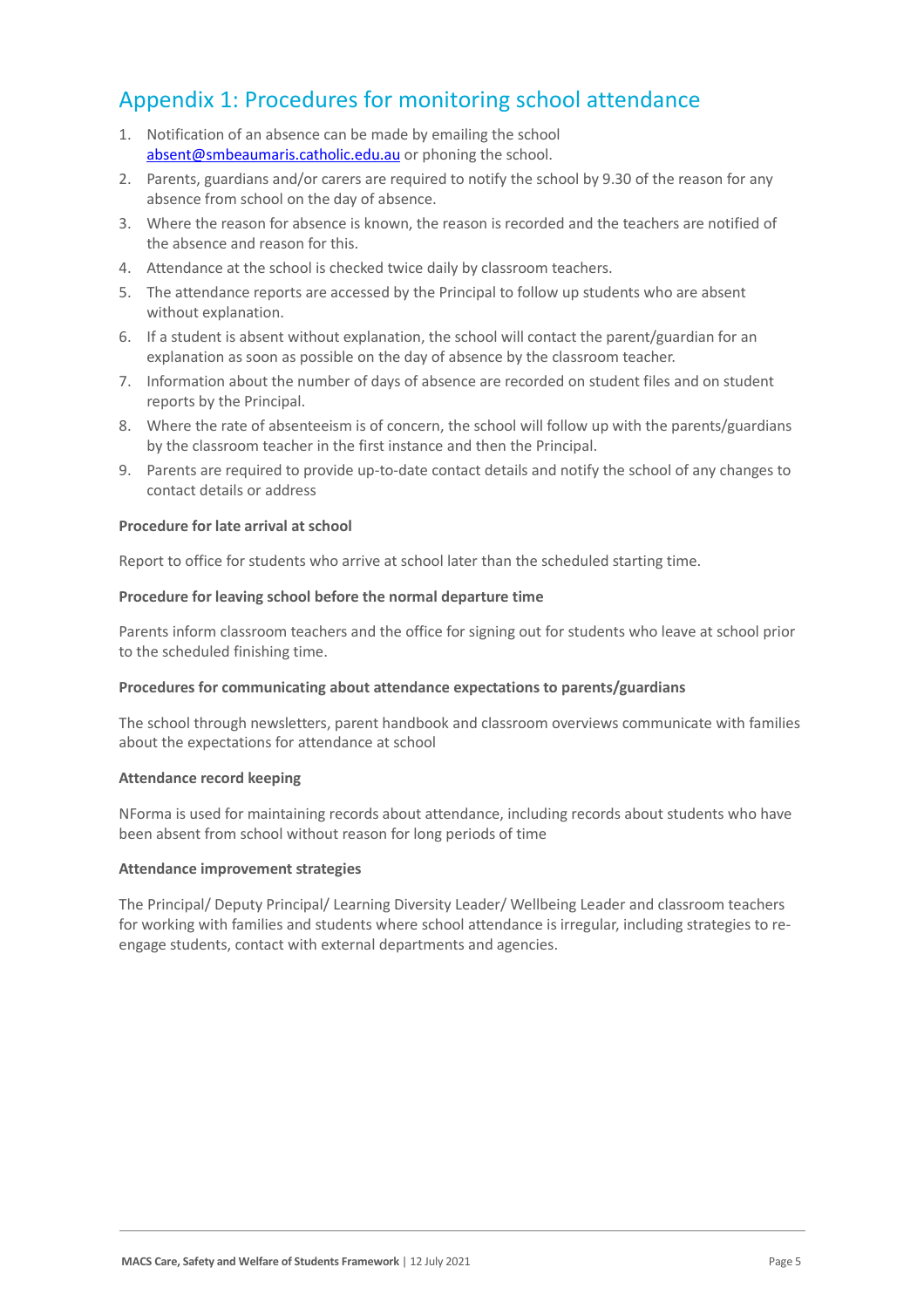## Appendix 1: Procedures for monitoring school attendance

1. Notification of an absence can be made by emailing the school absent@smbeaumaris.catholic.edu.au or phoning the school.
2. Parents, guardians and/or carers are required to notify the school by 9.30 of the reason for any absence from school on the day of absence.
3. Where the reason for absence is known, the reason is recorded and the teachers are notified of the absence and reason for this.
4. Attendance at the school is checked twice daily by classroom teachers.
5. The attendance reports are accessed by the Principal to follow up students who are absent without explanation.
6. If a student is absent without explanation, the school will contact the parent/guardian for an explanation as soon as possible on the day of absence by the classroom teacher.
7. Information about the number of days of absence are recorded on student files and on student reports by the Principal.
8. Where the rate of absenteeism is of concern, the school will follow up with the parents/guardians by the classroom teacher in the first instance and then the Principal.
9. Parents are required to provide up-to-date contact details and notify the school of any changes to contact details or address

**Procedure for late arrival at school**

Report to office for students who arrive at school later than the scheduled starting time.

**Procedure for leaving school before the normal departure time**

Parents inform classroom teachers and the office for signing out for students who leave at school prior to the scheduled finishing time.

**Procedures for communicating about attendance expectations to parents/guardians**

The school through newsletters, parent handbook and classroom overviews communicate with families about the expectations for attendance at school

**Attendance record keeping**

NForma is used for maintaining records about attendance, including records about students who have been absent from school without reason for long periods of time

**Attendance improvement strategies**

The Principal/ Deputy Principal/ Learning Diversity Leader/ Wellbeing Leader and classroom teachers for working with families and students where school attendance is irregular, including strategies to re-engage students, contact with external departments and agencies.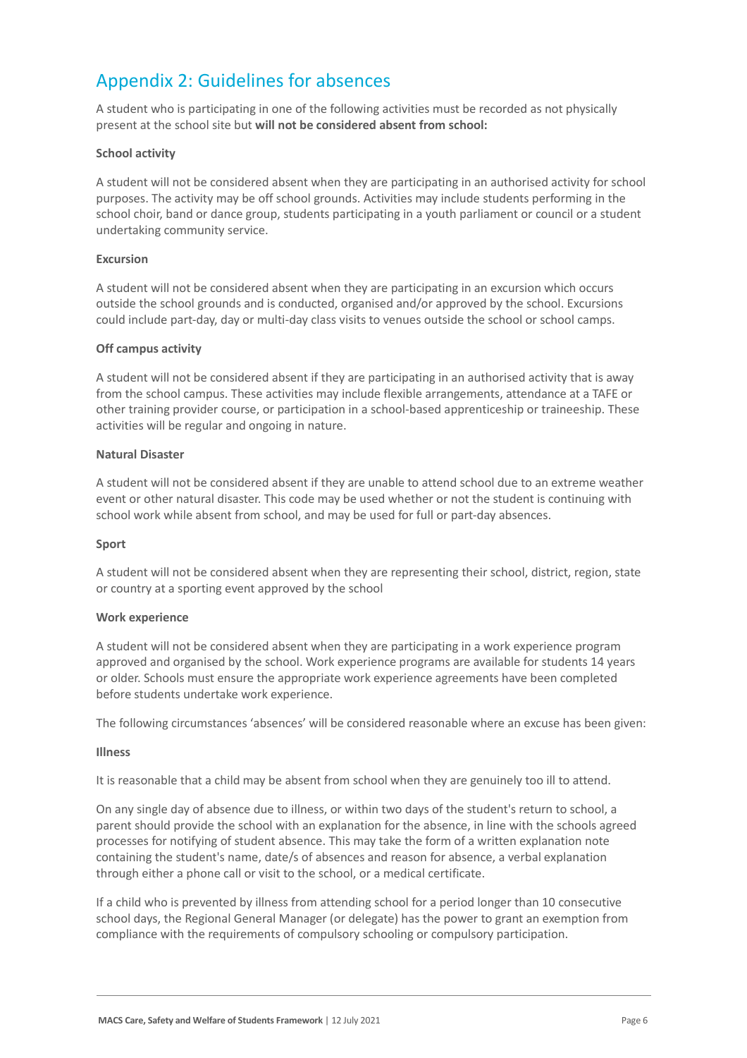## Appendix 2: Guidelines for absences

A student who is participating in one of the following activities must be recorded as not physically present at the school site but **will not be considered absent from school:**

**School activity**

A student will not be considered absent when they are participating in an authorised activity for school purposes. The activity may be off school grounds. Activities may include students performing in the school choir, band or dance group, students participating in a youth parliament or council or a student undertaking community service.

**Excursion**

A student will not be considered absent when they are participating in an excursion which occurs outside the school grounds and is conducted, organised and/or approved by the school. Excursions could include part-day, day or multi-day class visits to venues outside the school or school camps.

**Off campus activity**

A student will not be considered absent if they are participating in an authorised activity that is away from the school campus. These activities may include flexible arrangements, attendance at a TAFE or other training provider course, or participation in a school-based apprenticeship or traineeship. These activities will be regular and ongoing in nature.

**Natural Disaster**

A student will not be considered absent if they are unable to attend school due to an extreme weather event or other natural disaster. This code may be used whether or not the student is continuing with school work while absent from school, and may be used for full or part-day absences.

**Sport**

A student will not be considered absent when they are representing their school, district, region, state or country at a sporting event approved by the school

**Work experience**

A student will not be considered absent when they are participating in a work experience program approved and organised by the school. Work experience programs are available for students 14 years or older. Schools must ensure the appropriate work experience agreements have been completed before students undertake work experience.

The following circumstances 'absences' will be considered reasonable where an excuse has been given:

**Illness**

It is reasonable that a child may be absent from school when they are genuinely too ill to attend.

On any single day of absence due to illness, or within two days of the student's return to school, a parent should provide the school with an explanation for the absence, in line with the schools agreed processes for notifying of student absence. This may take the form of a written explanation note containing the student's name, date/s of absences and reason for absence, a verbal explanation through either a phone call or visit to the school, or a medical certificate.

If a child who is prevented by illness from attending school for a period longer than 10 consecutive school days, the Regional General Manager (or delegate) has the power to grant an exemption from compliance with the requirements of compulsory schooling or compulsory participation.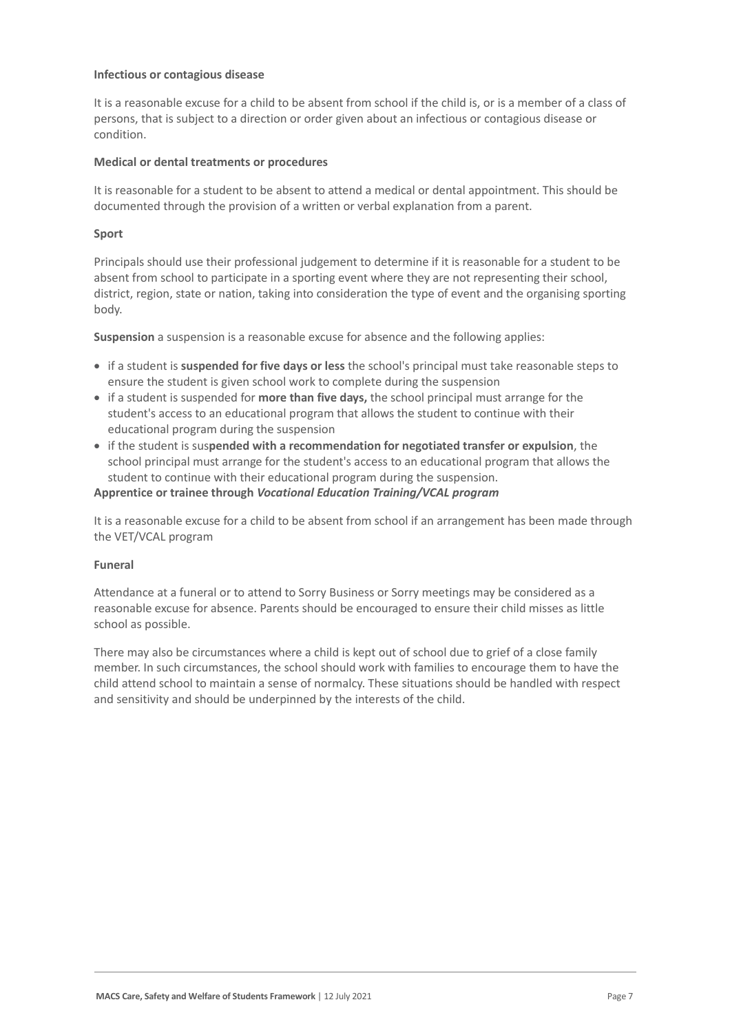**Infectious or contagious disease**

It is a reasonable excuse for a child to be absent from school if the child is, or is a member of a class of persons, that is subject to a direction or order given about an infectious or contagious disease or condition.

**Medical or dental treatments or procedures**

It is reasonable for a student to be absent to attend a medical or dental appointment. This should be documented through the provision of a written or verbal explanation from a parent.

**Sport**

Principals should use their professional judgement to determine if it is reasonable for a student to be absent from school to participate in a sporting event where they are not representing their school, district, region, state or nation, taking into consideration the type of event and the organising sporting body.

**Suspension** a suspension is a reasonable excuse for absence and the following applies:

- if a student is **suspended for five days or less** the school's principal must take reasonable steps to ensure the student is given school work to complete during the suspension
- if a student is suspended for **more than five days,** the school principal must arrange for the student's access to an educational program that allows the student to continue with their educational program during the suspension
- if the student is sus**pended with a recommendation for negotiated transfer or expulsion**, the school principal must arrange for the student's access to an educational program that allows the student to continue with their educational program during the suspension.

**Apprentice or trainee through *Vocational Education Training/VCAL program***

It is a reasonable excuse for a child to be absent from school if an arrangement has been made through the VET/VCAL program

**Funeral**

Attendance at a funeral or to attend to Sorry Business or Sorry meetings may be considered as a reasonable excuse for absence. Parents should be encouraged to ensure their child misses as little school as possible.

There may also be circumstances where a child is kept out of school due to grief of a close family member. In such circumstances, the school should work with families to encourage them to have the child attend school to maintain a sense of normalcy. These situations should be handled with respect and sensitivity and should be underpinned by the interests of the child.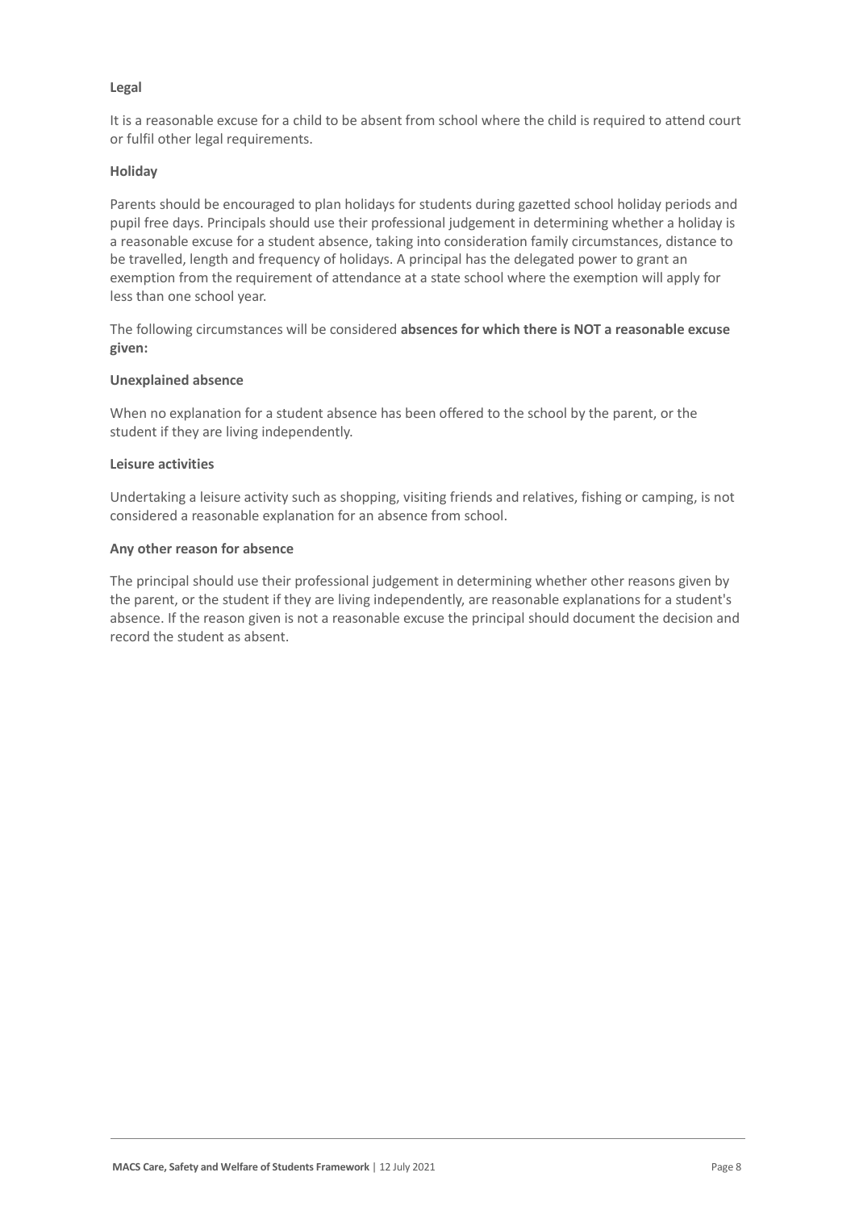**Legal**

It is a reasonable excuse for a child to be absent from school where the child is required to attend court or fulfil other legal requirements.

**Holiday**

Parents should be encouraged to plan holidays for students during gazetted school holiday periods and pupil free days. Principals should use their professional judgement in determining whether a holiday is a reasonable excuse for a student absence, taking into consideration family circumstances, distance to be travelled, length and frequency of holidays. A principal has the delegated power to grant an exemption from the requirement of attendance at a state school where the exemption will apply for less than one school year.

The following circumstances will be considered **absences for which there is NOT a reasonable excuse given:**

**Unexplained absence**

When no explanation for a student absence has been offered to the school by the parent, or the student if they are living independently.

**Leisure activities**

Undertaking a leisure activity such as shopping, visiting friends and relatives, fishing or camping, is not considered a reasonable explanation for an absence from school.

**Any other reason for absence**

The principal should use their professional judgement in determining whether other reasons given by the parent, or the student if they are living independently, are reasonable explanations for a student's absence. If the reason given is not a reasonable excuse the principal should document the decision and record the student as absent.